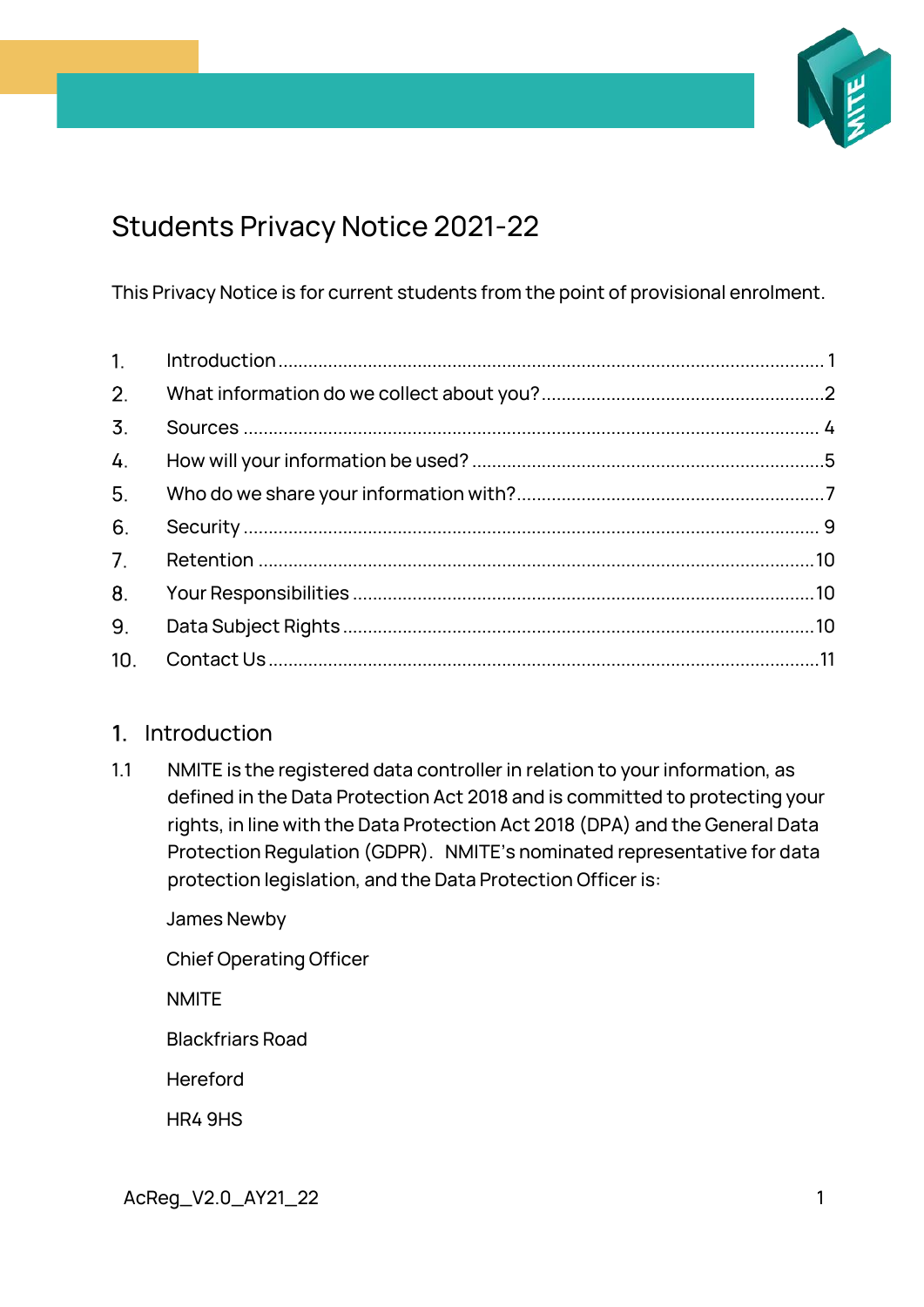# Students Privacy Notice 2021-22

This Privacy Notice is for current students from the point of provisional enrolment.

| | | |
|---|---|---|
| 1. | Introduction | 1 |
| 2. | What information do we collect about you? | 2 |
| 3. | Sources | 4 |
| 4. | How will your information be used? | 5 |
| 5. | Who do we share your information with? | 7 |
| 6. | Security | 9 |
| 7. | Retention | 10 |
| 8. | Your Responsibilities | 10 |
| 9. | Data Subject Rights | 10 |
| 10. | Contact Us | 11 |

## 1. Introduction

1.1 NMITE is the registered data controller in relation to your information, as defined in the Data Protection Act 2018 and is committed to protecting your rights, in line with the Data Protection Act 2018 (DPA) and the General Data Protection Regulation (GDPR). NMITE's nominated representative for data protection legislation, and the Data Protection Officer is:

James Newby

Chief Operating Officer

NMITE

Blackfriars Road

Hereford

HR4 9HS

AcReg_V2.0_AY21_22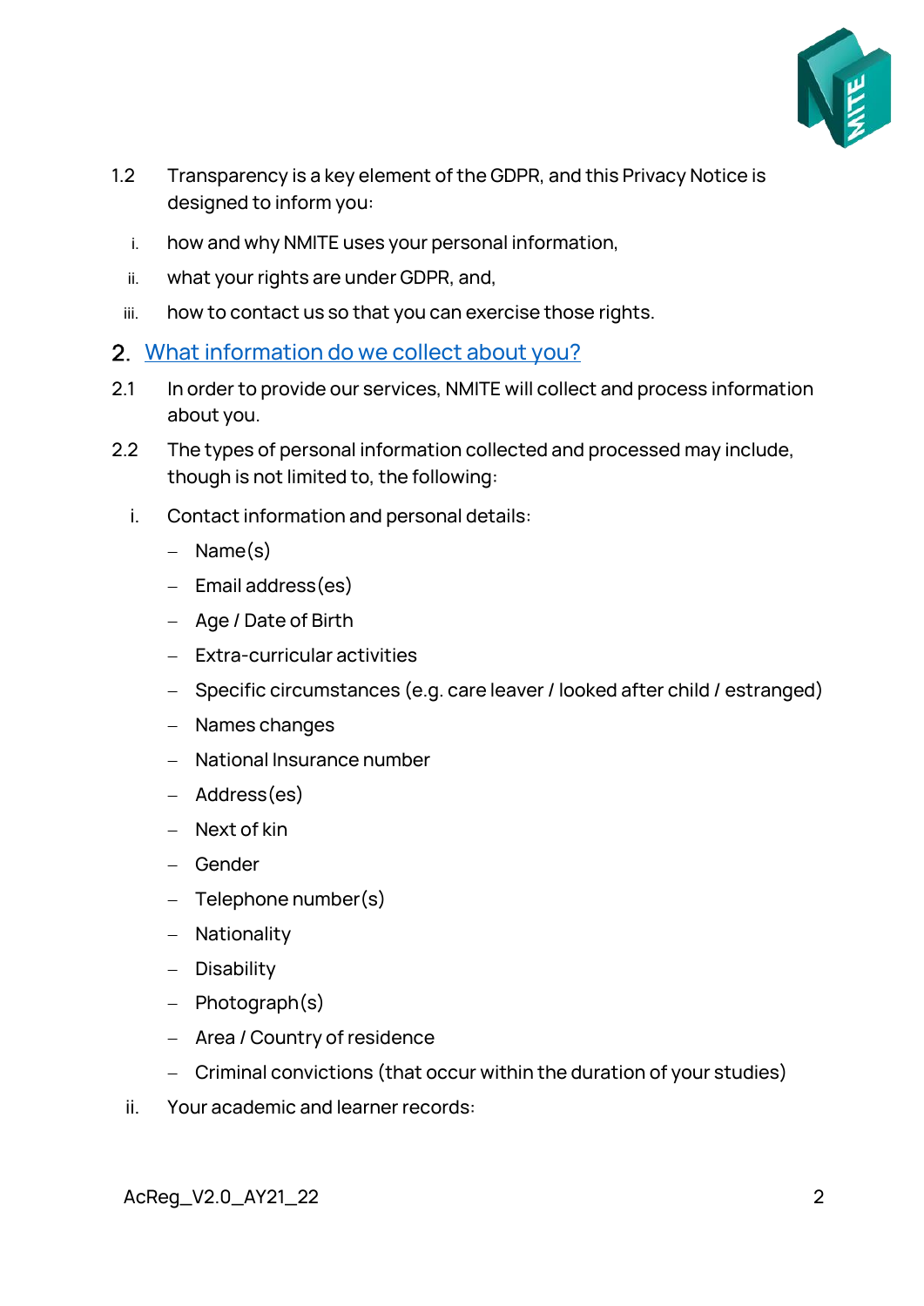1.2 Transparency is a key element of the GDPR, and this Privacy Notice is designed to inform you:

i. how and why NMITE uses your personal information,

ii. what your rights are under GDPR, and,

iii. how to contact us so that you can exercise those rights.

## 2. What information do we collect about you?

2.1 In order to provide our services, NMITE will collect and process information about you.

2.2 The types of personal information collected and processed may include, though is not limited to, the following:

i. Contact information and personal details:

- Name(s)
- Email address(es)
- Age / Date of Birth
- Extra-curricular activities
- Specific circumstances (e.g. care leaver / looked after child / estranged)
- Names changes
- National Insurance number
- Address(es)
- Next of kin
- Gender
- Telephone number(s)
- Nationality
- Disability
- Photograph(s)
- Area / Country of residence
- Criminal convictions (that occur within the duration of your studies)

ii. Your academic and learner records: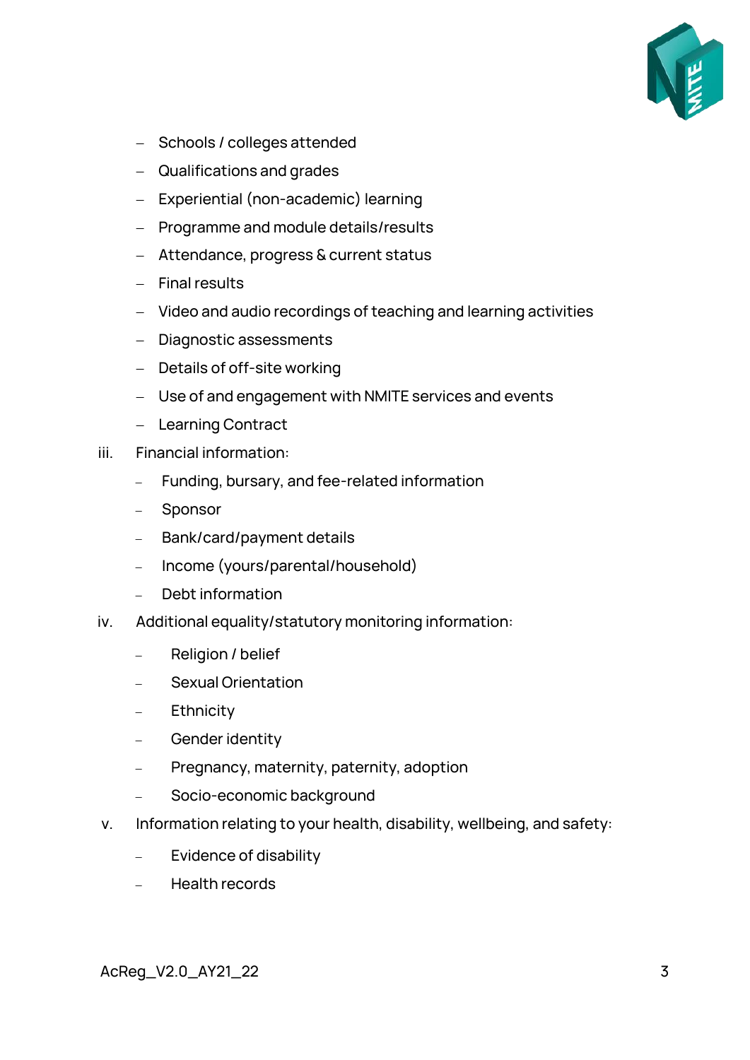- Schools / colleges attended
- Qualifications and grades
- Experiential (non-academic) learning
- Programme and module details/results
- Attendance, progress & current status
- Final results
- Video and audio recordings of teaching and learning activities
- Diagnostic assessments
- Details of off-site working
- Use of and engagement with NMITE services and events
- Learning Contract

iii. Financial information:

- Funding, bursary, and fee-related information
- Sponsor
- Bank/card/payment details
- Income (yours/parental/household)
- Debt information

iv. Additional equality/statutory monitoring information:

- Religion / belief
- Sexual Orientation
- Ethnicity
- Gender identity
- Pregnancy, maternity, paternity, adoption
- Socio-economic background

v. Information relating to your health, disability, wellbeing, and safety:

- Evidence of disability
- Health records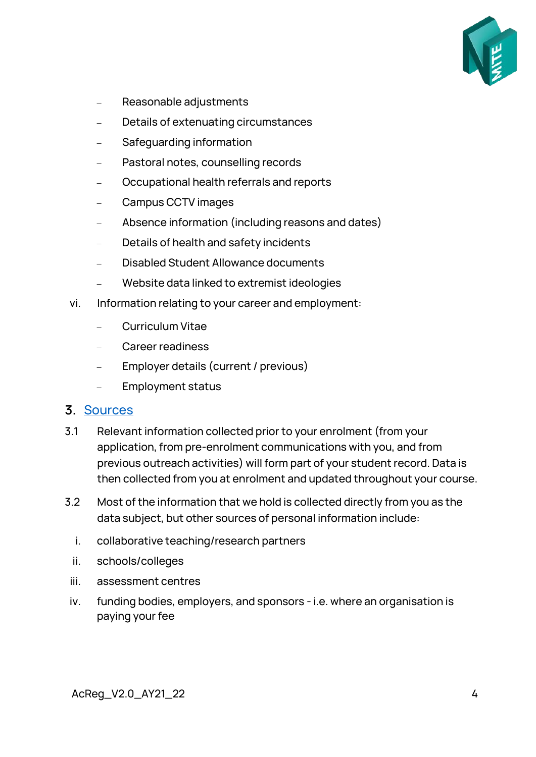- Reasonable adjustments
- Details of extenuating circumstances
- Safeguarding information
- Pastoral notes, counselling records
- Occupational health referrals and reports
- Campus CCTV images
- Absence information (including reasons and dates)
- Details of health and safety incidents
- Disabled Student Allowance documents
- Website data linked to extremist ideologies

vi. Information relating to your career and employment:

- Curriculum Vitae
- Career readiness
- Employer details (current / previous)
- Employment status

## 3. Sources

3.1 Relevant information collected prior to your enrolment (from your application, from pre-enrolment communications with you, and from previous outreach activities) will form part of your student record. Data is then collected from you at enrolment and updated throughout your course.

3.2 Most of the information that we hold is collected directly from you as the data subject, but other sources of personal information include:

i. collaborative teaching/research partners

ii. schools/colleges

iii. assessment centres

iv. funding bodies, employers, and sponsors - i.e. where an organisation is paying your fee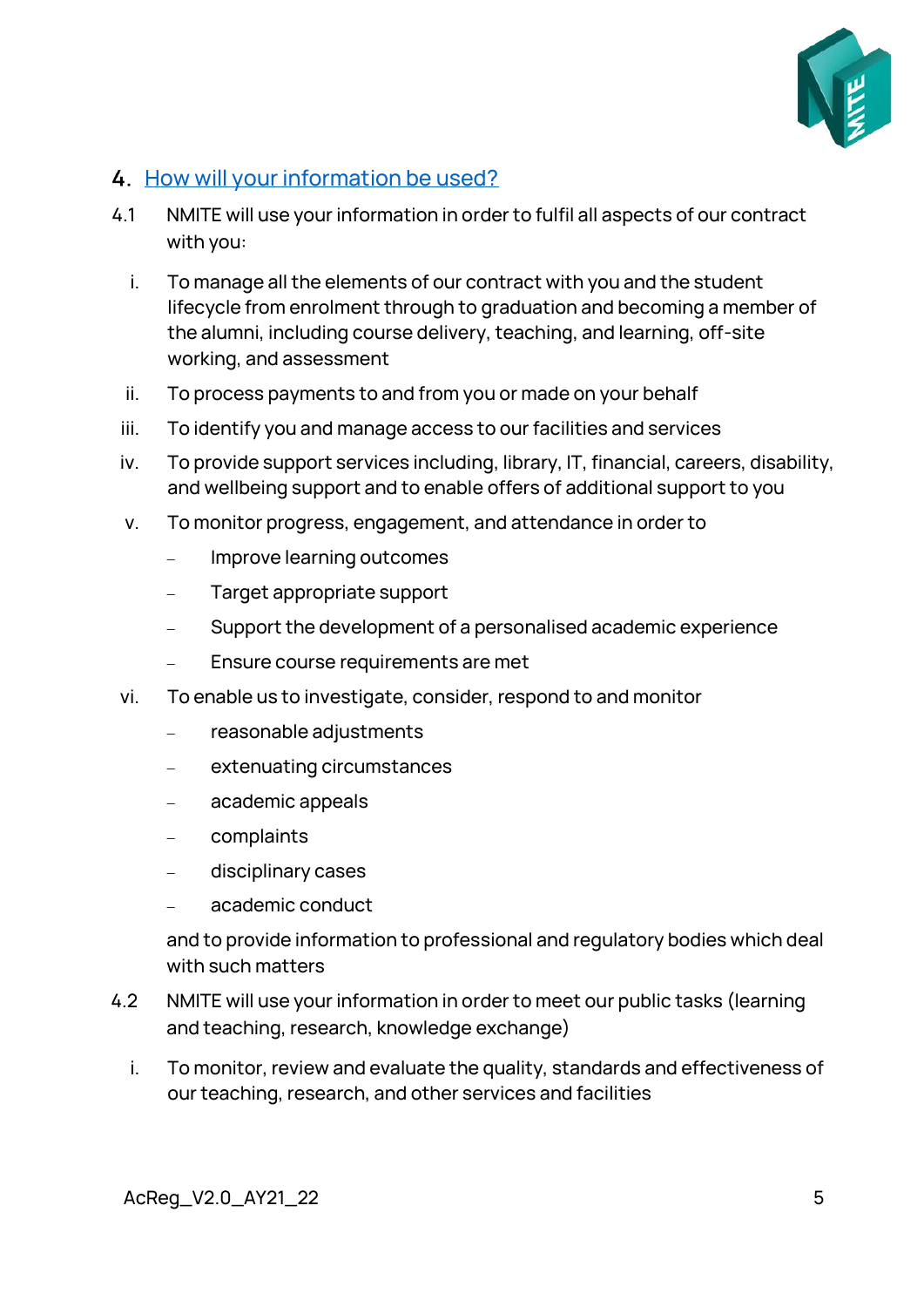## 4. How will your information be used?

4.1 NMITE will use your information in order to fulfil all aspects of our contract with you:

i. To manage all the elements of our contract with you and the student lifecycle from enrolment through to graduation and becoming a member of the alumni, including course delivery, teaching, and learning, off-site working, and assessment

ii. To process payments to and from you or made on your behalf

iii. To identify you and manage access to our facilities and services

iv. To provide support services including, library, IT, financial, careers, disability, and wellbeing support and to enable offers of additional support to you

v. To monitor progress, engagement, and attendance in order to

- Improve learning outcomes
- Target appropriate support
- Support the development of a personalised academic experience
- Ensure course requirements are met

vi. To enable us to investigate, consider, respond to and monitor

- reasonable adjustments
- extenuating circumstances
- academic appeals
- complaints
- disciplinary cases
- academic conduct

and to provide information to professional and regulatory bodies which deal with such matters

4.2 NMITE will use your information in order to meet our public tasks (learning and teaching, research, knowledge exchange)

i. To monitor, review and evaluate the quality, standards and effectiveness of our teaching, research, and other services and facilities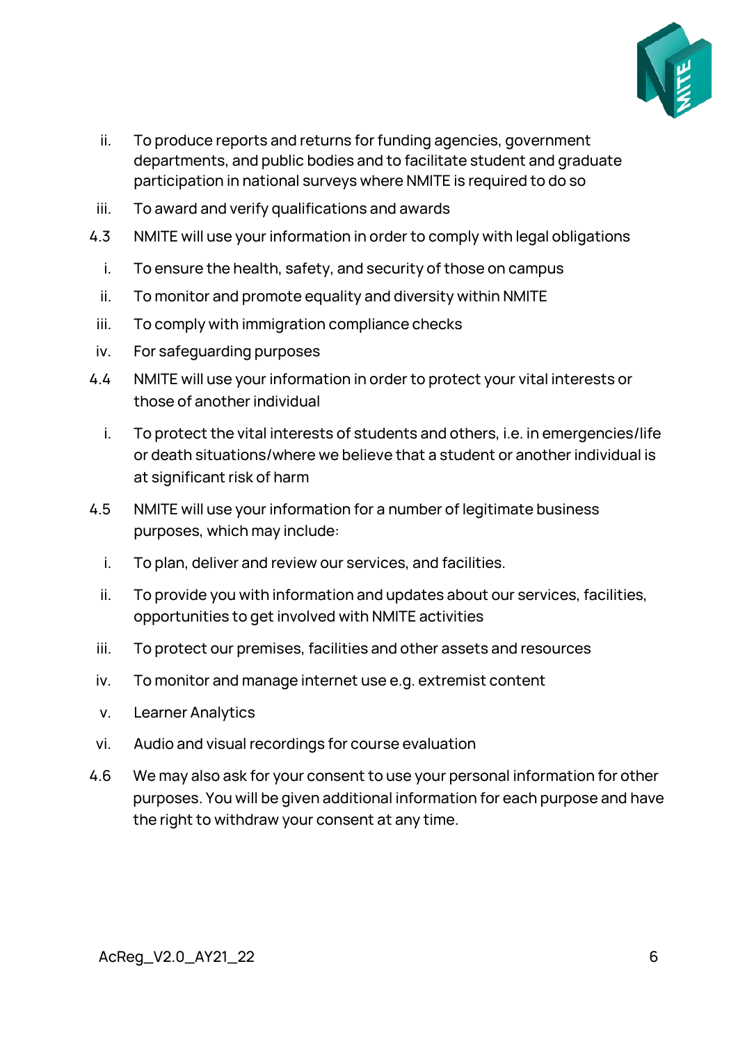ii. To produce reports and returns for funding agencies, government departments, and public bodies and to facilitate student and graduate participation in national surveys where NMITE is required to do so

iii. To award and verify qualifications and awards

4.3 NMITE will use your information in order to comply with legal obligations

i. To ensure the health, safety, and security of those on campus

ii. To monitor and promote equality and diversity within NMITE

iii. To comply with immigration compliance checks

iv. For safeguarding purposes

4.4 NMITE will use your information in order to protect your vital interests or those of another individual

i. To protect the vital interests of students and others, i.e. in emergencies/life or death situations/where we believe that a student or another individual is at significant risk of harm

4.5 NMITE will use your information for a number of legitimate business purposes, which may include:

i. To plan, deliver and review our services, and facilities.

ii. To provide you with information and updates about our services, facilities, opportunities to get involved with NMITE activities

iii. To protect our premises, facilities and other assets and resources

iv. To monitor and manage internet use e.g. extremist content

v. Learner Analytics

vi. Audio and visual recordings for course evaluation

4.6 We may also ask for your consent to use your personal information for other purposes. You will be given additional information for each purpose and have the right to withdraw your consent at any time.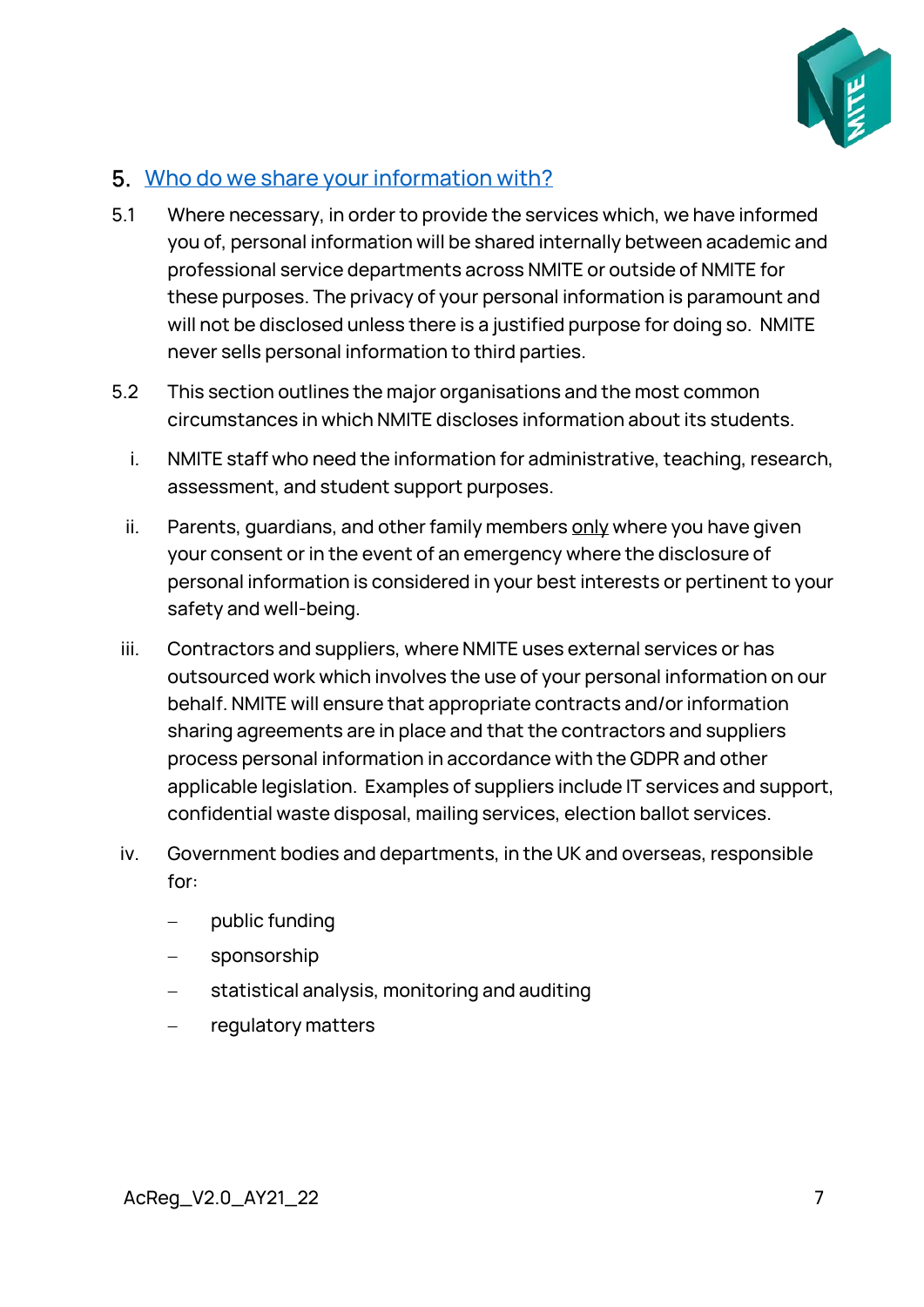## 5. Who do we share your information with?

5.1 Where necessary, in order to provide the services which, we have informed you of, personal information will be shared internally between academic and professional service departments across NMITE or outside of NMITE for these purposes. The privacy of your personal information is paramount and will not be disclosed unless there is a justified purpose for doing so. NMITE never sells personal information to third parties.

5.2 This section outlines the major organisations and the most common circumstances in which NMITE discloses information about its students.

i. NMITE staff who need the information for administrative, teaching, research, assessment, and student support purposes.

ii. Parents, guardians, and other family members <u>only</u> where you have given your consent or in the event of an emergency where the disclosure of personal information is considered in your best interests or pertinent to your safety and well-being.

iii. Contractors and suppliers, where NMITE uses external services or has outsourced work which involves the use of your personal information on our behalf. NMITE will ensure that appropriate contracts and/or information sharing agreements are in place and that the contractors and suppliers process personal information in accordance with the GDPR and other applicable legislation. Examples of suppliers include IT services and support, confidential waste disposal, mailing services, election ballot services.

iv. Government bodies and departments, in the UK and overseas, responsible for:

- public funding
- sponsorship
- statistical analysis, monitoring and auditing
- regulatory matters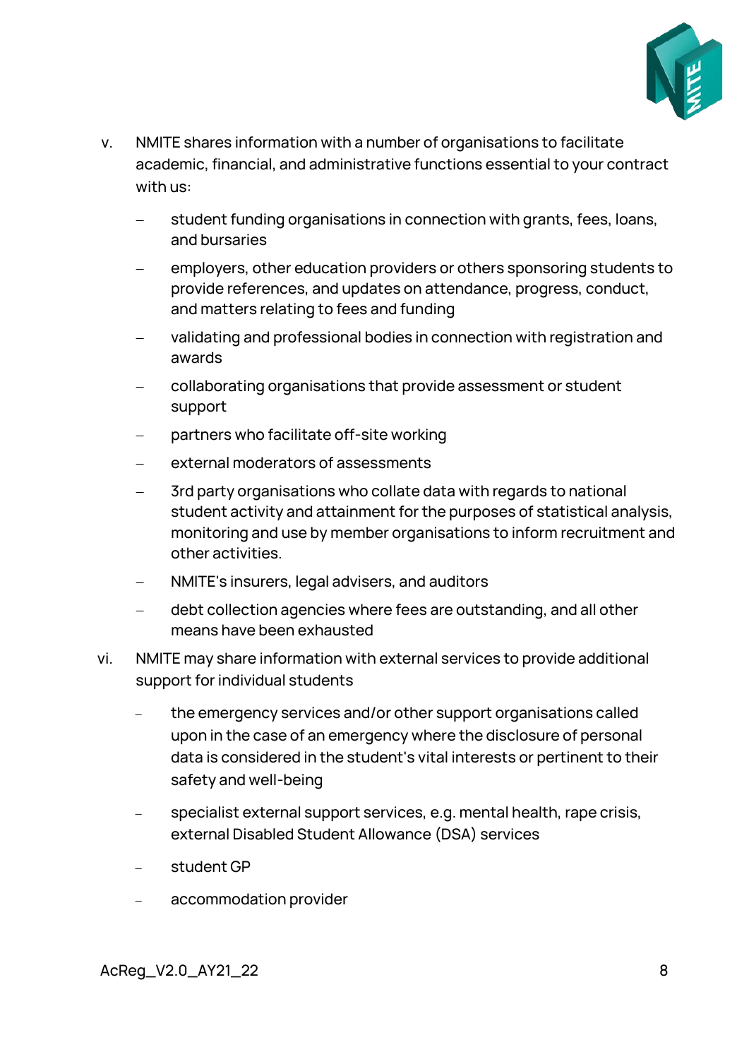v. NMITE shares information with a number of organisations to facilitate academic, financial, and administrative functions essential to your contract with us:

   - student funding organisations in connection with grants, fees, loans, and bursaries
   - employers, other education providers or others sponsoring students to provide references, and updates on attendance, progress, conduct, and matters relating to fees and funding
   - validating and professional bodies in connection with registration and awards
   - collaborating organisations that provide assessment or student support
   - partners who facilitate off-site working
   - external moderators of assessments
   - 3rd party organisations who collate data with regards to national student activity and attainment for the purposes of statistical analysis, monitoring and use by member organisations to inform recruitment and other activities.
   - NMITE's insurers, legal advisers, and auditors
   - debt collection agencies where fees are outstanding, and all other means have been exhausted

vi. NMITE may share information with external services to provide additional support for individual students

   - the emergency services and/or other support organisations called upon in the case of an emergency where the disclosure of personal data is considered in the student's vital interests or pertinent to their safety and well-being
   - specialist external support services, e.g. mental health, rape crisis, external Disabled Student Allowance (DSA) services
   - student GP
   - accommodation provider

AcReg_V2.0_AY21_22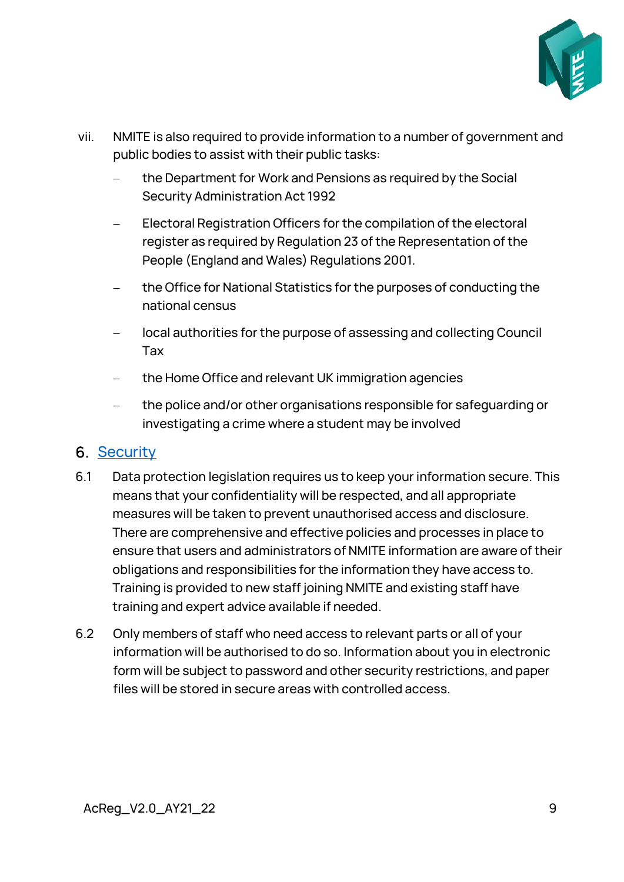vii. NMITE is also required to provide information to a number of government and public bodies to assist with their public tasks:

- the Department for Work and Pensions as required by the Social Security Administration Act 1992
- Electoral Registration Officers for the compilation of the electoral register as required by Regulation 23 of the Representation of the People (England and Wales) Regulations 2001.
- the Office for National Statistics for the purposes of conducting the national census
- local authorities for the purpose of assessing and collecting Council Tax
- the Home Office and relevant UK immigration agencies
- the police and/or other organisations responsible for safeguarding or investigating a crime where a student may be involved

## 6. Security

6.1 Data protection legislation requires us to keep your information secure. This means that your confidentiality will be respected, and all appropriate measures will be taken to prevent unauthorised access and disclosure. There are comprehensive and effective policies and processes in place to ensure that users and administrators of NMITE information are aware of their obligations and responsibilities for the information they have access to. Training is provided to new staff joining NMITE and existing staff have training and expert advice available if needed.

6.2 Only members of staff who need access to relevant parts or all of your information will be authorised to do so. Information about you in electronic form will be subject to password and other security restrictions, and paper files will be stored in secure areas with controlled access.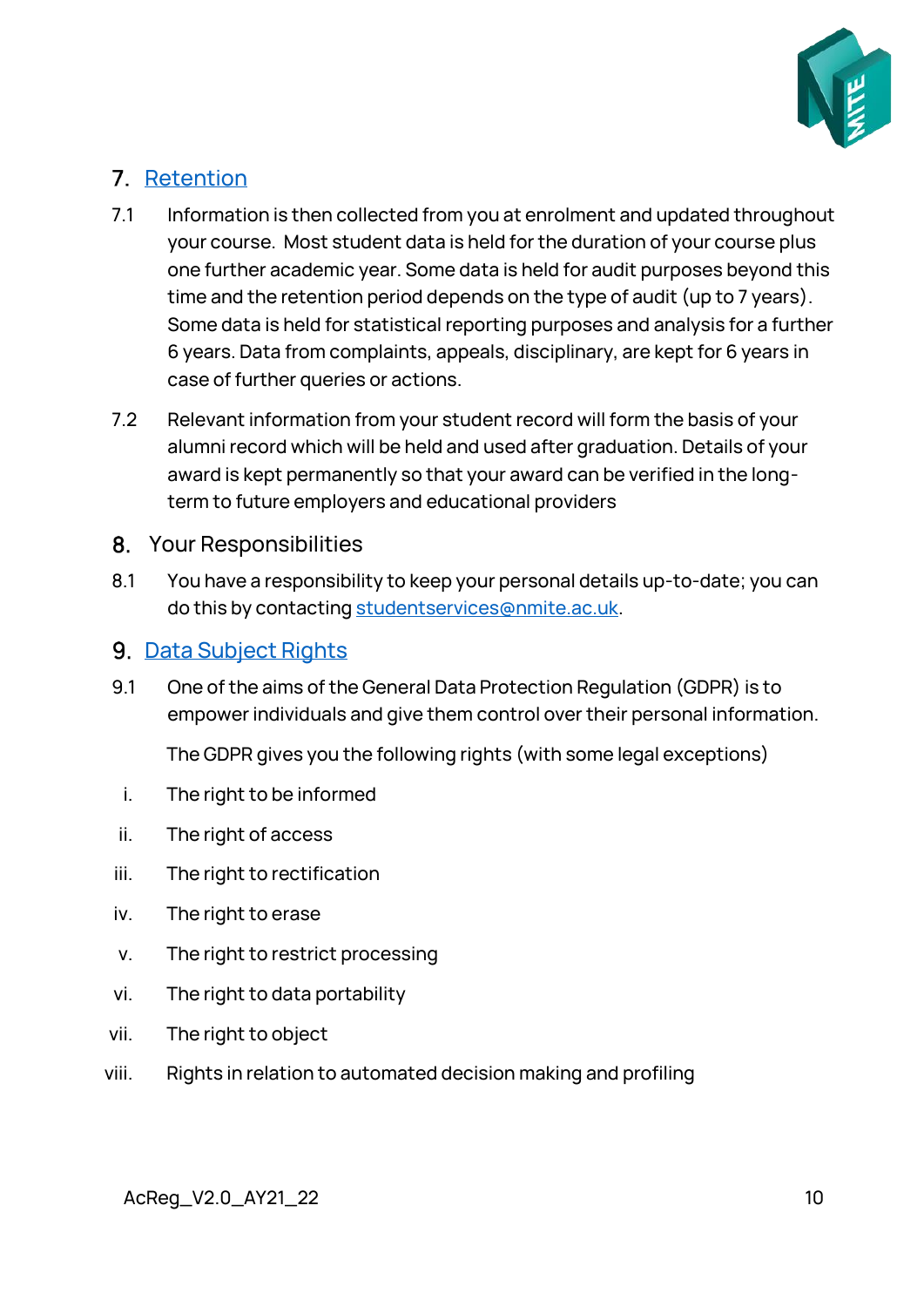## 7. Retention

7.1 Information is then collected from you at enrolment and updated throughout your course. Most student data is held for the duration of your course plus one further academic year. Some data is held for audit purposes beyond this time and the retention period depends on the type of audit (up to 7 years). Some data is held for statistical reporting purposes and analysis for a further 6 years. Data from complaints, appeals, disciplinary, are kept for 6 years in case of further queries or actions.

7.2 Relevant information from your student record will form the basis of your alumni record which will be held and used after graduation. Details of your award is kept permanently so that your award can be verified in the long-term to future employers and educational providers

## 8. Your Responsibilities

8.1 You have a responsibility to keep your personal details up-to-date; you can do this by contacting studentservices@nmite.ac.uk.

## 9. Data Subject Rights

9.1 One of the aims of the General Data Protection Regulation (GDPR) is to empower individuals and give them control over their personal information.

The GDPR gives you the following rights (with some legal exceptions)

i. The right to be informed

ii. The right of access

iii. The right to rectification

iv. The right to erase

v. The right to restrict processing

vi. The right to data portability

vii. The right to object

viii. Rights in relation to automated decision making and profiling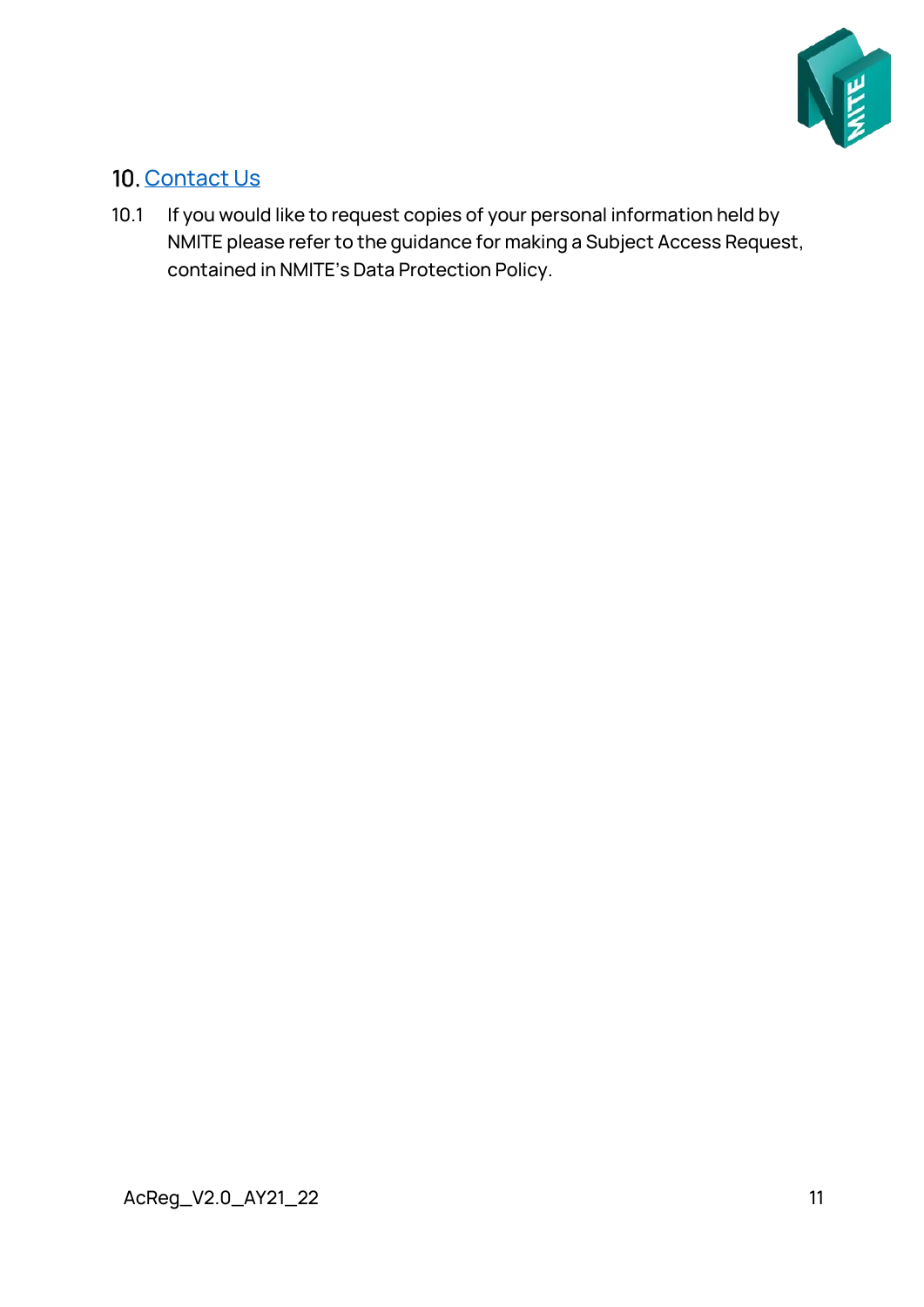## 10. Contact Us

10.1 If you would like to request copies of your personal information held by NMITE please refer to the guidance for making a Subject Access Request, contained in NMITE's Data Protection Policy.